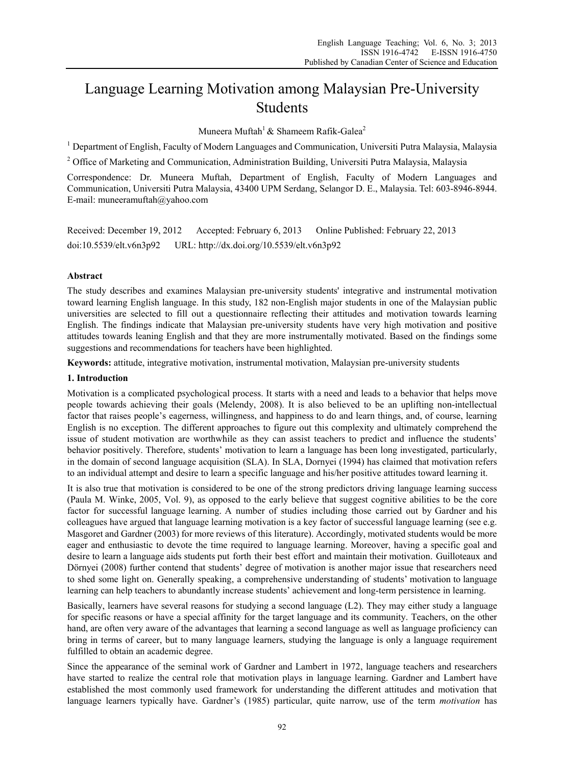# Language Learning Motivation among Malaysian Pre-University Students

Muneera Muftah[1] & Shameem Rafik-Galea[2]

[1] Department of English, Faculty of Modern Languages and Communication, Universiti Putra Malaysia, Malaysia

[2] Office of Marketing and Communication, Administration Building, Universiti Putra Malaysia, Malaysia

Correspondence: Dr. Muneera Muftah, Department of English, Faculty of Modern Languages and Communication, Universiti Putra Malaysia, 43400 UPM Serdang, Selangor D. E., Malaysia. Tel: 603-8946-8944. E-mail: muneeramuftah@yahoo.com

Received: December 19, 2012 Accepted: February 6, 2013 Online Published: February 22, 2013

doi:10.5539/elt.v6n3p92 URL: http://dx.doi.org/10.5539/elt.v6n3p92

## Abstract

The study describes and examines Malaysian pre-university students' integrative and instrumental motivation toward learning English language. In this study, 182 non-English major students in one of the Malaysian public universities are selected to fill out a questionnaire reflecting their attitudes and motivation towards learning English. The findings indicate that Malaysian pre-university students have very high motivation and positive attitudes towards leaning English and that they are more instrumentally motivated. Based on the findings some suggestions and recommendations for teachers have been highlighted.

**Keywords:** attitude, integrative motivation, instrumental motivation, Malaysian pre-university students

## 1. Introduction

Motivation is a complicated psychological process. It starts with a need and leads to a behavior that helps move people towards achieving their goals (Melendy, 2008). It is also believed to be an uplifting non-intellectual factor that raises people's eagerness, willingness, and happiness to do and learn things, and, of course, learning English is no exception. The different approaches to figure out this complexity and ultimately comprehend the issue of student motivation are worthwhile as they can assist teachers to predict and influence the students' behavior positively. Therefore, students' motivation to learn a language has been long investigated, particularly, in the domain of second language acquisition (SLA). In SLA, Dornyei (1994) has claimed that motivation refers to an individual attempt and desire to learn a specific language and his/her positive attitudes toward learning it.

It is also true that motivation is considered to be one of the strong predictors driving language learning success (Paula M. Winke, 2005, Vol. 9), as opposed to the early believe that suggest cognitive abilities to be the core factor for successful language learning. A number of studies including those carried out by Gardner and his colleagues have argued that language learning motivation is a key factor of successful language learning (see e.g. Masgoret and Gardner (2003) for more reviews of this literature). Accordingly, motivated students would be more eager and enthusiastic to devote the time required to language learning. Moreover, having a specific goal and desire to learn a language aids students put forth their best effort and maintain their motivation. Guilloteaux and Dörnyei (2008) further contend that students' degree of motivation is another major issue that researchers need to shed some light on. Generally speaking, a comprehensive understanding of students' motivation to language learning can help teachers to abundantly increase students' achievement and long-term persistence in learning.

Basically, learners have several reasons for studying a second language (L2). They may either study a language for specific reasons or have a special affinity for the target language and its community. Teachers, on the other hand, are often very aware of the advantages that learning a second language as well as language proficiency can bring in terms of career, but to many language learners, studying the language is only a language requirement fulfilled to obtain an academic degree.

Since the appearance of the seminal work of Gardner and Lambert in 1972, language teachers and researchers have started to realize the central role that motivation plays in language learning. Gardner and Lambert have established the most commonly used framework for understanding the different attitudes and motivation that language learners typically have. Gardner's (1985) particular, quite narrow, use of the term *motivation* has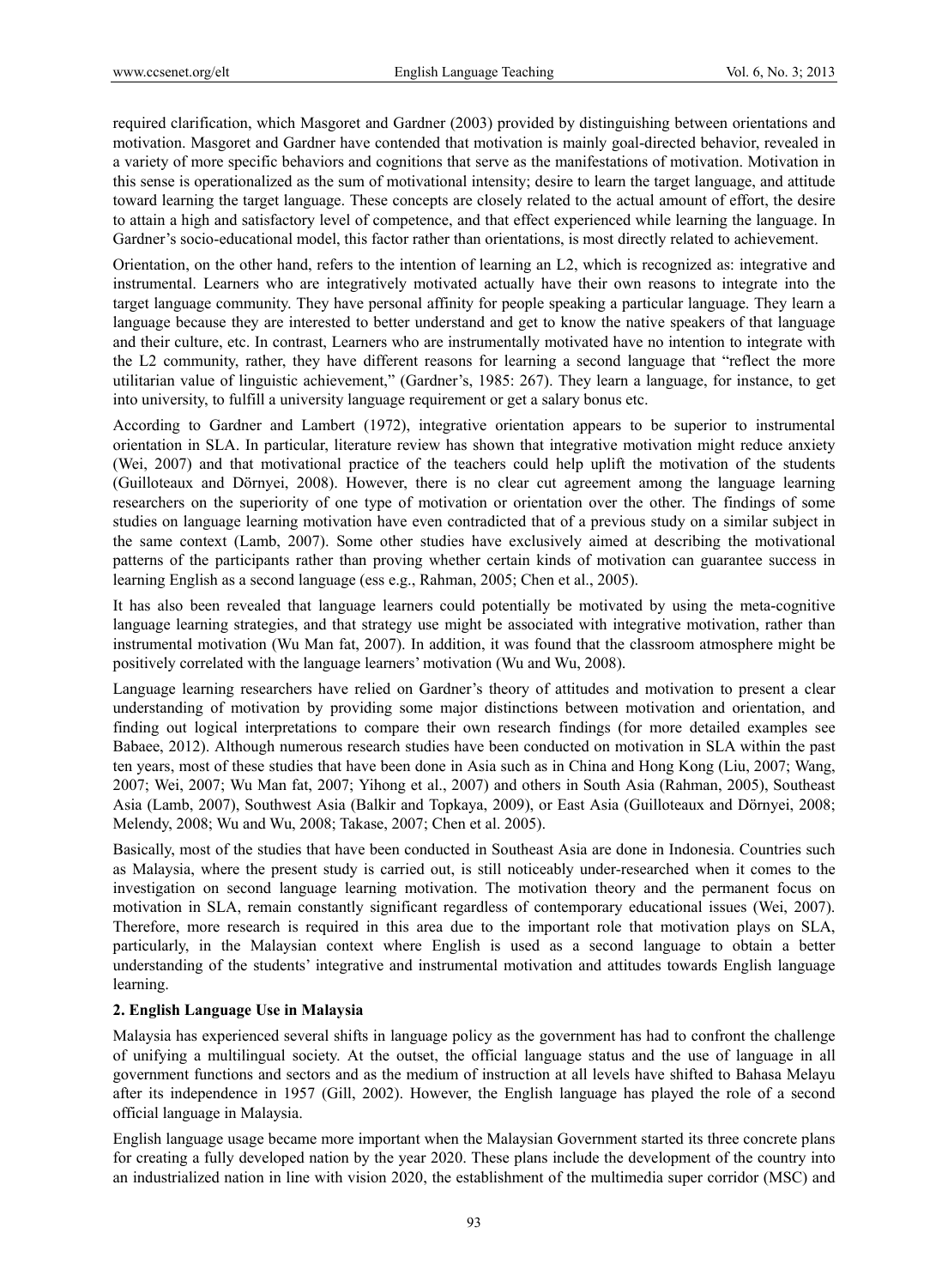required clarification, which Masgoret and Gardner (2003) provided by distinguishing between orientations and motivation. Masgoret and Gardner have contended that motivation is mainly goal-directed behavior, revealed in a variety of more specific behaviors and cognitions that serve as the manifestations of motivation. Motivation in this sense is operationalized as the sum of motivational intensity; desire to learn the target language, and attitude toward learning the target language. These concepts are closely related to the actual amount of effort, the desire to attain a high and satisfactory level of competence, and that effect experienced while learning the language. In Gardner's socio-educational model, this factor rather than orientations, is most directly related to achievement.

Orientation, on the other hand, refers to the intention of learning an L2, which is recognized as: integrative and instrumental. Learners who are integratively motivated actually have their own reasons to integrate into the target language community. They have personal affinity for people speaking a particular language. They learn a language because they are interested to better understand and get to know the native speakers of that language and their culture, etc. In contrast, Learners who are instrumentally motivated have no intention to integrate with the L2 community, rather, they have different reasons for learning a second language that "reflect the more utilitarian value of linguistic achievement," (Gardner's, 1985: 267). They learn a language, for instance, to get into university, to fulfill a university language requirement or get a salary bonus etc.

According to Gardner and Lambert (1972), integrative orientation appears to be superior to instrumental orientation in SLA. In particular, literature review has shown that integrative motivation might reduce anxiety (Wei, 2007) and that motivational practice of the teachers could help uplift the motivation of the students (Guilloteaux and Dörnyei, 2008). However, there is no clear cut agreement among the language learning researchers on the superiority of one type of motivation or orientation over the other. The findings of some studies on language learning motivation have even contradicted that of a previous study on a similar subject in the same context (Lamb, 2007). Some other studies have exclusively aimed at describing the motivational patterns of the participants rather than proving whether certain kinds of motivation can guarantee success in learning English as a second language (ess e.g., Rahman, 2005; Chen et al., 2005).

It has also been revealed that language learners could potentially be motivated by using the meta-cognitive language learning strategies, and that strategy use might be associated with integrative motivation, rather than instrumental motivation (Wu Man fat, 2007). In addition, it was found that the classroom atmosphere might be positively correlated with the language learners' motivation (Wu and Wu, 2008).

Language learning researchers have relied on Gardner's theory of attitudes and motivation to present a clear understanding of motivation by providing some major distinctions between motivation and orientation, and finding out logical interpretations to compare their own research findings (for more detailed examples see Babaee, 2012). Although numerous research studies have been conducted on motivation in SLA within the past ten years, most of these studies that have been done in Asia such as in China and Hong Kong (Liu, 2007; Wang, 2007; Wei, 2007; Wu Man fat, 2007; Yihong et al., 2007) and others in South Asia (Rahman, 2005), Southeast Asia (Lamb, 2007), Southwest Asia (Balkir and Topkaya, 2009), or East Asia (Guilloteaux and Dörnyei, 2008; Melendy, 2008; Wu and Wu, 2008; Takase, 2007; Chen et al. 2005).

Basically, most of the studies that have been conducted in Southeast Asia are done in Indonesia. Countries such as Malaysia, where the present study is carried out, is still noticeably under-researched when it comes to the investigation on second language learning motivation. The motivation theory and the permanent focus on motivation in SLA, remain constantly significant regardless of contemporary educational issues (Wei, 2007). Therefore, more research is required in this area due to the important role that motivation plays on SLA, particularly, in the Malaysian context where English is used as a second language to obtain a better understanding of the students' integrative and instrumental motivation and attitudes towards English language learning.

## 2. English Language Use in Malaysia

Malaysia has experienced several shifts in language policy as the government has had to confront the challenge of unifying a multilingual society. At the outset, the official language status and the use of language in all government functions and sectors and as the medium of instruction at all levels have shifted to Bahasa Melayu after its independence in 1957 (Gill, 2002). However, the English language has played the role of a second official language in Malaysia.

English language usage became more important when the Malaysian Government started its three concrete plans for creating a fully developed nation by the year 2020. These plans include the development of the country into an industrialized nation in line with vision 2020, the establishment of the multimedia super corridor (MSC) and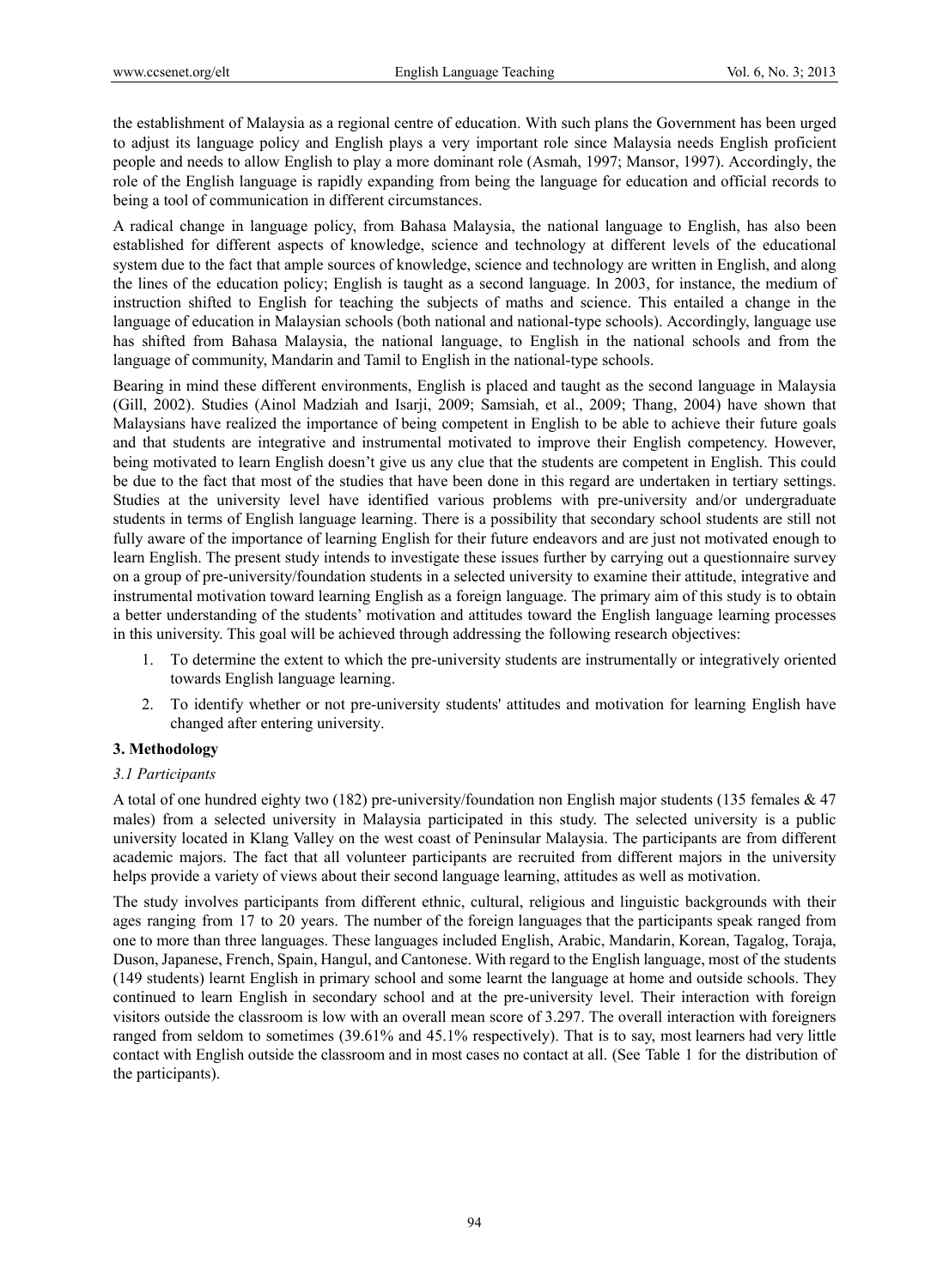the establishment of Malaysia as a regional centre of education. With such plans the Government has been urged to adjust its language policy and English plays a very important role since Malaysia needs English proficient people and needs to allow English to play a more dominant role (Asmah, 1997; Mansor, 1997). Accordingly, the role of the English language is rapidly expanding from being the language for education and official records to being a tool of communication in different circumstances.

A radical change in language policy, from Bahasa Malaysia, the national language to English, has also been established for different aspects of knowledge, science and technology at different levels of the educational system due to the fact that ample sources of knowledge, science and technology are written in English, and along the lines of the education policy; English is taught as a second language. In 2003, for instance, the medium of instruction shifted to English for teaching the subjects of maths and science. This entailed a change in the language of education in Malaysian schools (both national and national-type schools). Accordingly, language use has shifted from Bahasa Malaysia, the national language, to English in the national schools and from the language of community, Mandarin and Tamil to English in the national-type schools.

Bearing in mind these different environments, English is placed and taught as the second language in Malaysia (Gill, 2002). Studies (Ainol Madziah and Isarji, 2009; Samsiah, et al., 2009; Thang, 2004) have shown that Malaysians have realized the importance of being competent in English to be able to achieve their future goals and that students are integrative and instrumental motivated to improve their English competency. However, being motivated to learn English doesn't give us any clue that the students are competent in English. This could be due to the fact that most of the studies that have been done in this regard are undertaken in tertiary settings. Studies at the university level have identified various problems with pre-university and/or undergraduate students in terms of English language learning. There is a possibility that secondary school students are still not fully aware of the importance of learning English for their future endeavors and are just not motivated enough to learn English. The present study intends to investigate these issues further by carrying out a questionnaire survey on a group of pre-university/foundation students in a selected university to examine their attitude, integrative and instrumental motivation toward learning English as a foreign language. The primary aim of this study is to obtain a better understanding of the students' motivation and attitudes toward the English language learning processes in this university. This goal will be achieved through addressing the following research objectives:

1. To determine the extent to which the pre-university students are instrumentally or integratively oriented towards English language learning.
2. To identify whether or not pre-university students' attitudes and motivation for learning English have changed after entering university.

## 3. Methodology

### *3.1 Participants*

A total of one hundred eighty two (182) pre-university/foundation non English major students (135 females & 47 males) from a selected university in Malaysia participated in this study. The selected university is a public university located in Klang Valley on the west coast of Peninsular Malaysia. The participants are from different academic majors. The fact that all volunteer participants are recruited from different majors in the university helps provide a variety of views about their second language learning, attitudes as well as motivation.

The study involves participants from different ethnic, cultural, religious and linguistic backgrounds with their ages ranging from 17 to 20 years. The number of the foreign languages that the participants speak ranged from one to more than three languages. These languages included English, Arabic, Mandarin, Korean, Tagalog, Toraja, Duson, Japanese, French, Spain, Hangul, and Cantonese. With regard to the English language, most of the students (149 students) learnt English in primary school and some learnt the language at home and outside schools. They continued to learn English in secondary school and at the pre-university level. Their interaction with foreign visitors outside the classroom is low with an overall mean score of 3.297. The overall interaction with foreigners ranged from seldom to sometimes (39.61% and 45.1% respectively). That is to say, most learners had very little contact with English outside the classroom and in most cases no contact at all. (See Table 1 for the distribution of the participants).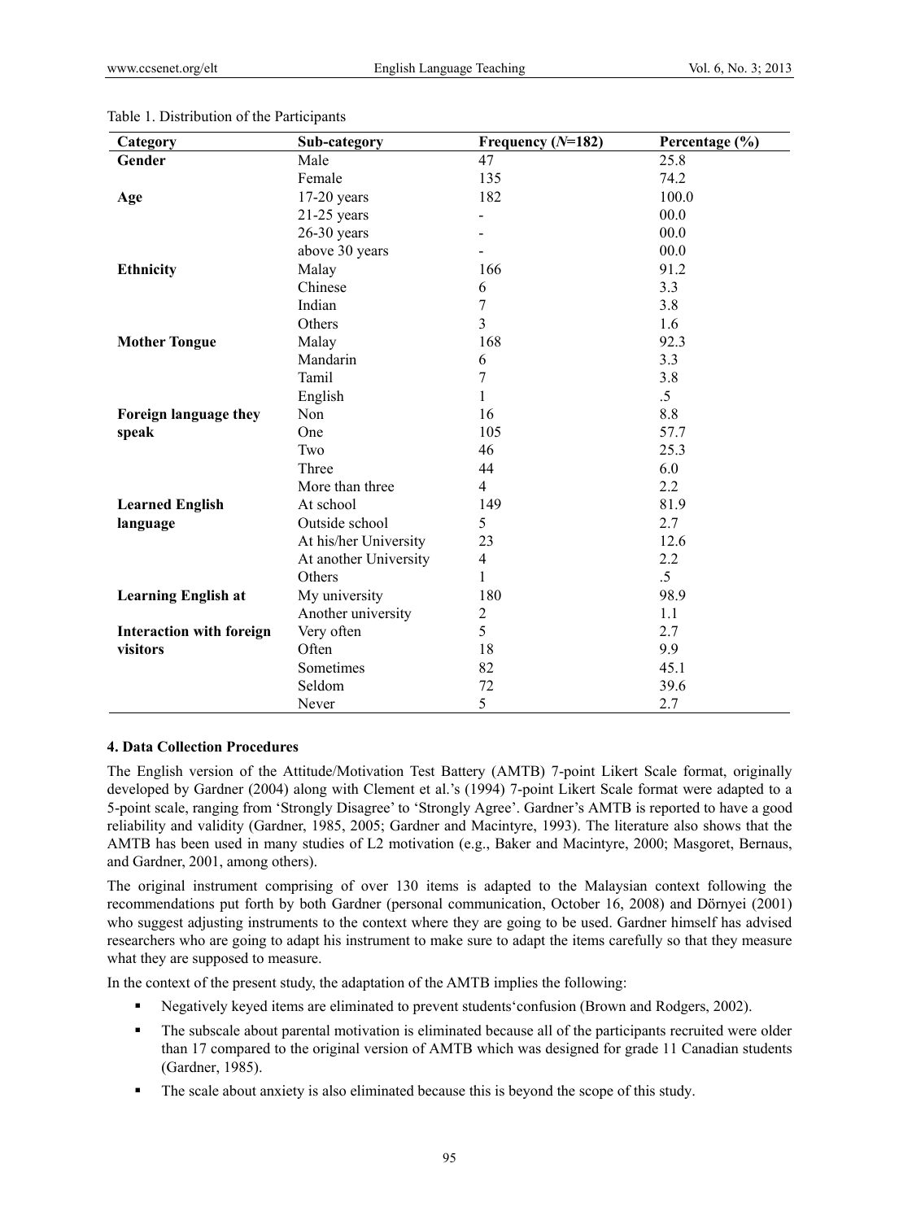Table 1. Distribution of the Participants

| Category | Sub-category | Frequency ($N$=182) | Percentage (%) |
|---|---|---|---|
| **Gender** | Male | 47 | 25.8 |
| | Female | 135 | 74.2 |
| **Age** | 17-20 years | 182 | 100.0 |
| | 21-25 years | - | 00.0 |
| | 26-30 years | - | 00.0 |
| | above 30 years | - | 00.0 |
| **Ethnicity** | Malay | 166 | 91.2 |
| | Chinese | 6 | 3.3 |
| | Indian | 7 | 3.8 |
| | Others | 3 | 1.6 |
| **Mother Tongue** | Malay | 168 | 92.3 |
| | Mandarin | 6 | 3.3 |
| | Tamil | 7 | 3.8 |
| | English | 1 | .5 |
| **Foreign language they speak** | Non | 16 | 8.8 |
| | One | 105 | 57.7 |
| | Two | 46 | 25.3 |
| | Three | 44 | 6.0 |
| | More than three | 4 | 2.2 |
| **Learned English language** | At school | 149 | 81.9 |
| | Outside school | 5 | 2.7 |
| | At his/her University | 23 | 12.6 |
| | At another University | 4 | 2.2 |
| | Others | 1 | .5 |
| **Learning English at** | My university | 180 | 98.9 |
| | Another university | 2 | 1.1 |
| **Interaction with foreign visitors** | Very often | 5 | 2.7 |
| | Often | 18 | 9.9 |
| | Sometimes | 82 | 45.1 |
| | Seldom | 72 | 39.6 |
| | Never | 5 | 2.7 |

### 4. Data Collection Procedures

The English version of the Attitude/Motivation Test Battery (AMTB) 7-point Likert Scale format, originally developed by Gardner (2004) along with Clement et al.'s (1994) 7-point Likert Scale format were adapted to a 5-point scale, ranging from 'Strongly Disagree' to 'Strongly Agree'. Gardner's AMTB is reported to have a good reliability and validity (Gardner, 1985, 2005; Gardner and Macintyre, 1993). The literature also shows that the AMTB has been used in many studies of L2 motivation (e.g., Baker and Macintyre, 2000; Masgoret, Bernaus, and Gardner, 2001, among others).

The original instrument comprising of over 130 items is adapted to the Malaysian context following the recommendations put forth by both Gardner (personal communication, October 16, 2008) and Dörnyei (2001) who suggest adjusting instruments to the context where they are going to be used. Gardner himself has advised researchers who are going to adapt his instrument to make sure to adapt the items carefully so that they measure what they are supposed to measure.

In the context of the present study, the adaptation of the AMTB implies the following:

- Negatively keyed items are eliminated to prevent students'confusion (Brown and Rodgers, 2002).
- The subscale about parental motivation is eliminated because all of the participants recruited were older than 17 compared to the original version of AMTB which was designed for grade 11 Canadian students (Gardner, 1985).
- The scale about anxiety is also eliminated because this is beyond the scope of this study.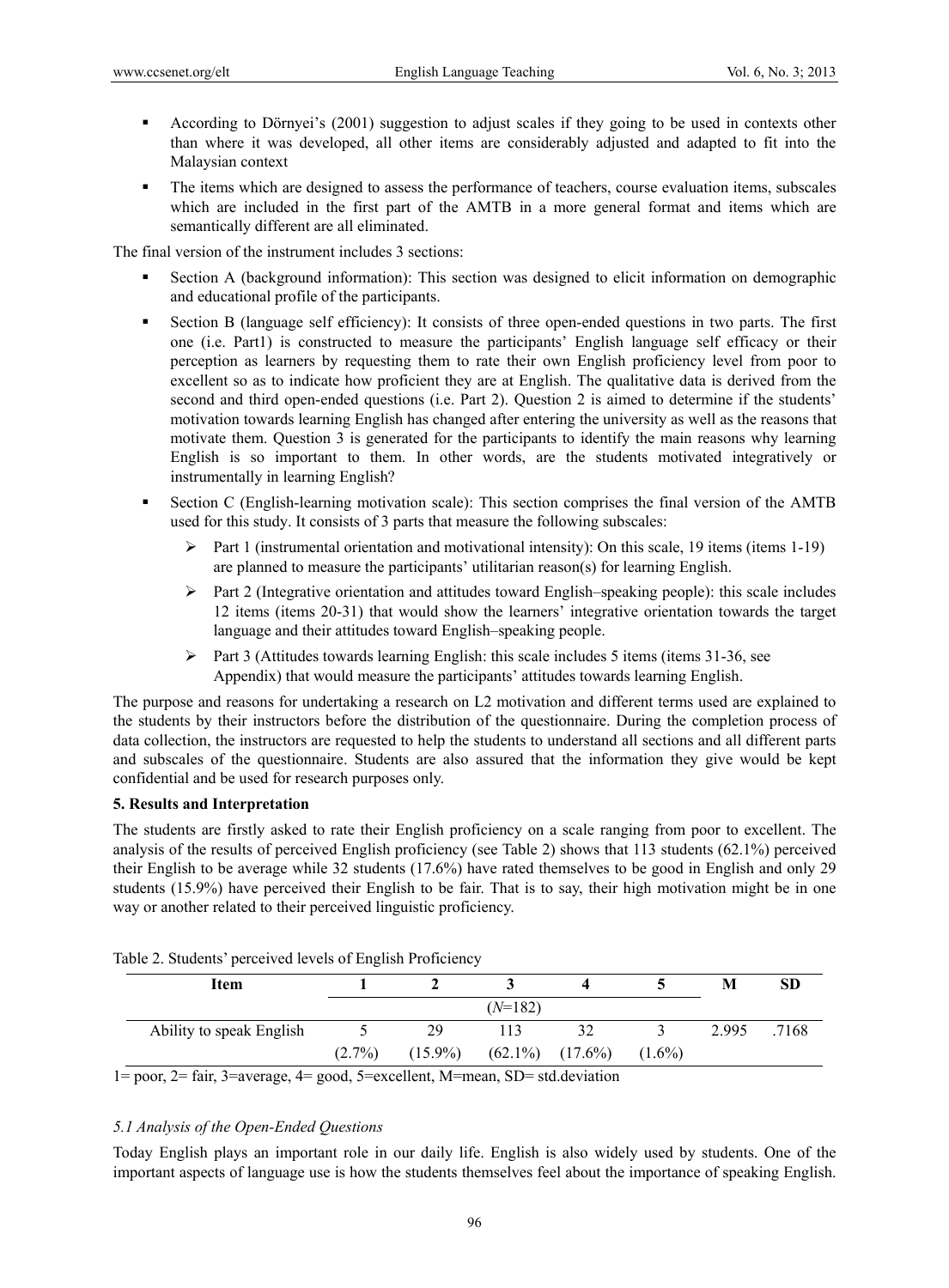- According to Dörnyei's (2001) suggestion to adjust scales if they going to be used in contexts other than where it was developed, all other items are considerably adjusted and adapted to fit into the Malaysian context
- The items which are designed to assess the performance of teachers, course evaluation items, subscales which are included in the first part of the AMTB in a more general format and items which are semantically different are all eliminated.

The final version of the instrument includes 3 sections:

- Section A (background information): This section was designed to elicit information on demographic and educational profile of the participants.
- Section B (language self efficiency): It consists of three open-ended questions in two parts. The first one (i.e. Part1) is constructed to measure the participants' English language self efficacy or their perception as learners by requesting them to rate their own English proficiency level from poor to excellent so as to indicate how proficient they are at English. The qualitative data is derived from the second and third open-ended questions (i.e. Part 2). Question 2 is aimed to determine if the students' motivation towards learning English has changed after entering the university as well as the reasons that motivate them. Question 3 is generated for the participants to identify the main reasons why learning English is so important to them. In other words, are the students motivated integratively or instrumentally in learning English?
- Section C (English-learning motivation scale): This section comprises the final version of the AMTB used for this study. It consists of 3 parts that measure the following subscales:
  - Part 1 (instrumental orientation and motivational intensity): On this scale, 19 items (items 1-19) are planned to measure the participants' utilitarian reason(s) for learning English.
  - Part 2 (Integrative orientation and attitudes toward English–speaking people): this scale includes 12 items (items 20-31) that would show the learners' integrative orientation towards the target language and their attitudes toward English–speaking people.
  - Part 3 (Attitudes towards learning English: this scale includes 5 items (items 31-36, see Appendix) that would measure the participants' attitudes towards learning English.

The purpose and reasons for undertaking a research on L2 motivation and different terms used are explained to the students by their instructors before the distribution of the questionnaire. During the completion process of data collection, the instructors are requested to help the students to understand all sections and all different parts and subscales of the questionnaire. Students are also assured that the information they give would be kept confidential and be used for research purposes only.

## 5. Results and Interpretation

The students are firstly asked to rate their English proficiency on a scale ranging from poor to excellent. The analysis of the results of perceived English proficiency (see Table 2) shows that 113 students (62.1%) perceived their English to be average while 32 students (17.6%) have rated themselves to be good in English and only 29 students (15.9%) have perceived their English to be fair. That is to say, their high motivation might be in one way or another related to their perceived linguistic proficiency.

Table 2. Students' perceived levels of English Proficiency

| Item | 1 | 2 | 3 | 4 | 5 | M | SD |
|---|---|---|---|---|---|---|---|
| | | | (*N*=182) | | | | |
| Ability to speak English | 5 | 29 | 113 | 32 | 3 | 2.995 | .7168 |
| | (2.7%) | (15.9%) | (62.1%) | (17.6%) | (1.6%) | | |

1= poor, 2= fair, 3=average, 4= good, 5=excellent, M=mean, SD= std.deviation

### *5.1 Analysis of the Open-Ended Questions*

Today English plays an important role in our daily life. English is also widely used by students. One of the important aspects of language use is how the students themselves feel about the importance of speaking English.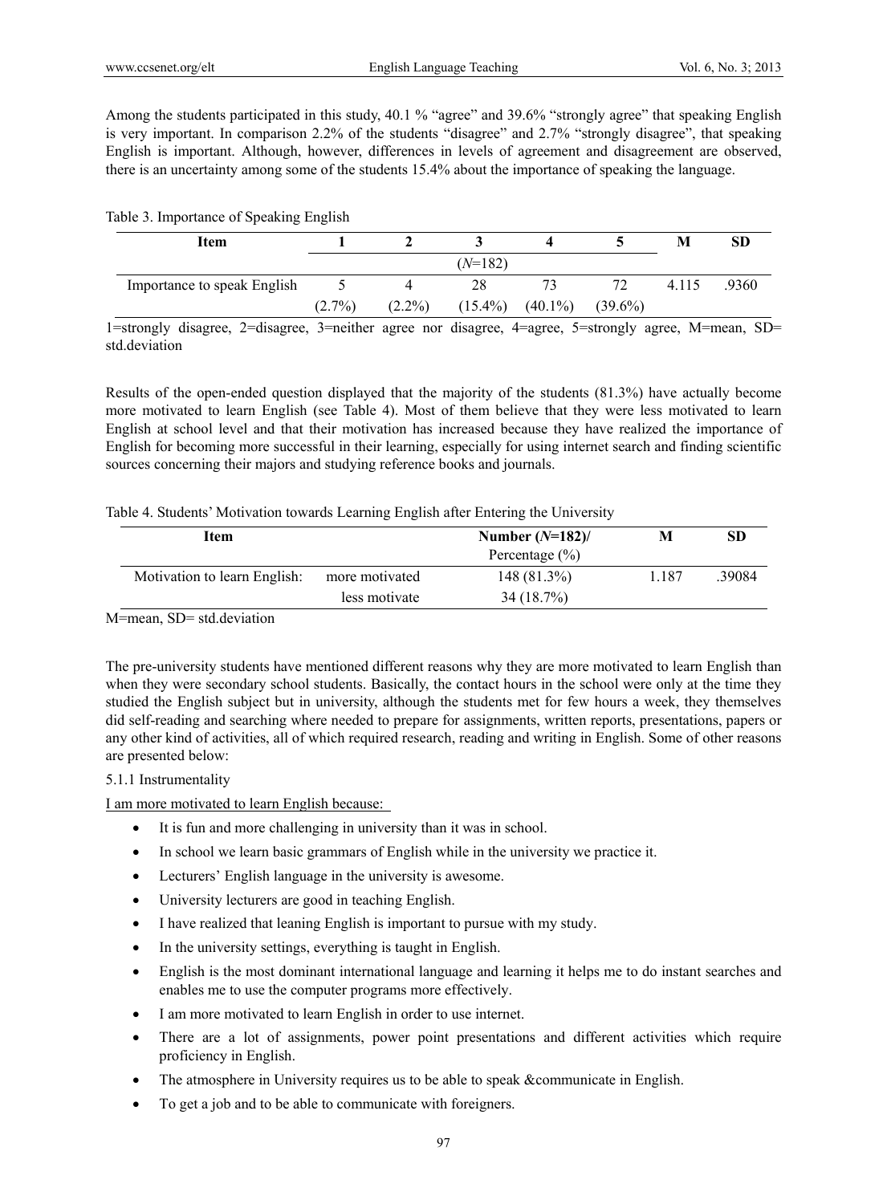Among the students participated in this study, 40.1 % "agree" and 39.6% "strongly agree" that speaking English is very important. In comparison 2.2% of the students "disagree" and 2.7% "strongly disagree", that speaking English is important. Although, however, differences in levels of agreement and disagreement are observed, there is an uncertainty among some of the students 15.4% about the importance of speaking the language.

Table 3. Importance of Speaking English

| Item | 1 | 2 | 3 | 4 | 5 | M | SD |
|---|---|---|---|---|---|---|---|
| | | | (*N*=182) | | | | |
| Importance to speak English | 5<br>(2.7%) | 4<br>(2.2%) | 28<br>(15.4%) | 73<br>(40.1%) | 72<br>(39.6%) | 4.115 | .9360 |

1=strongly disagree, 2=disagree, 3=neither agree nor disagree, 4=agree, 5=strongly agree, M=mean, SD= std.deviation

Results of the open-ended question displayed that the majority of the students (81.3%) have actually become more motivated to learn English (see Table 4). Most of them believe that they were less motivated to learn English at school level and that their motivation has increased because they have realized the importance of English for becoming more successful in their learning, especially for using internet search and finding scientific sources concerning their majors and studying reference books and journals.

Table 4. Students' Motivation towards Learning English after Entering the University

| Item | | Number (*N*=182)/ Percentage (%) | M | SD |
|---|---|---|---|---|
| Motivation to learn English: | more motivated | 148 (81.3%) | 1.187 | .39084 |
| | less motivate | 34 (18.7%) | | |

M=mean, SD= std.deviation

The pre-university students have mentioned different reasons why they are more motivated to learn English than when they were secondary school students. Basically, the contact hours in the school were only at the time they studied the English subject but in university, although the students met for few hours a week, they themselves did self-reading and searching where needed to prepare for assignments, written reports, presentations, papers or any other kind of activities, all of which required research, reading and writing in English. Some of other reasons are presented below:

#### 5.1.1 Instrumentality

I am more motivated to learn English because:

- It is fun and more challenging in university than it was in school.
- In school we learn basic grammars of English while in the university we practice it.
- Lecturers' English language in the university is awesome.
- University lecturers are good in teaching English.
- I have realized that leaning English is important to pursue with my study.
- In the university settings, everything is taught in English.
- English is the most dominant international language and learning it helps me to do instant searches and enables me to use the computer programs more effectively.
- I am more motivated to learn English in order to use internet.
- There are a lot of assignments, power point presentations and different activities which require proficiency in English.
- The atmosphere in University requires us to be able to speak &communicate in English.
- To get a job and to be able to communicate with foreigners.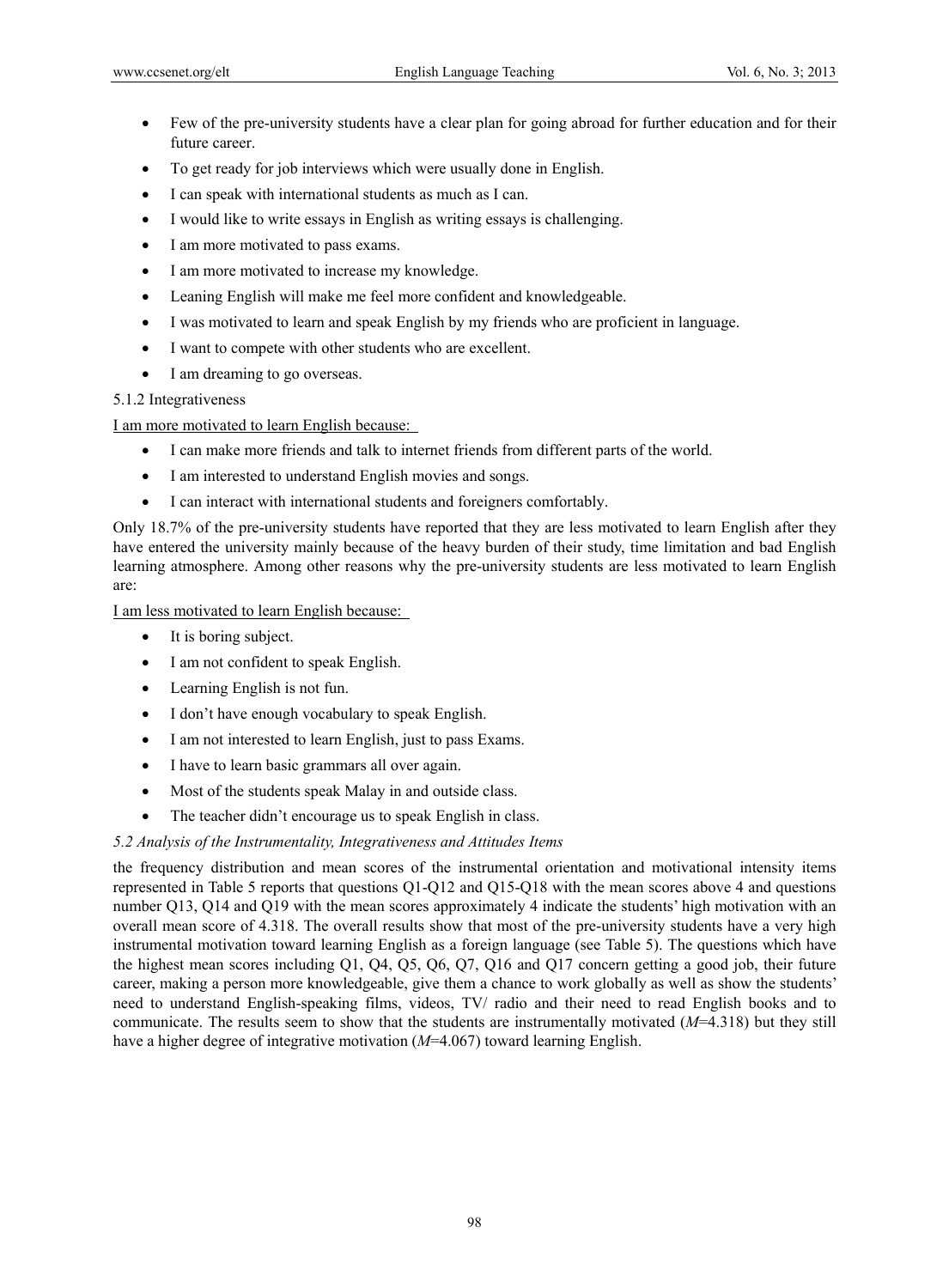- Few of the pre-university students have a clear plan for going abroad for further education and for their future career.
- To get ready for job interviews which were usually done in English.
- I can speak with international students as much as I can.
- I would like to write essays in English as writing essays is challenging.
- I am more motivated to pass exams.
- I am more motivated to increase my knowledge.
- Leaning English will make me feel more confident and knowledgeable.
- I was motivated to learn and speak English by my friends who are proficient in language.
- I want to compete with other students who are excellent.
- I am dreaming to go overseas.

5.1.2 Integrativeness

<u>I am more motivated to learn English because:</u>

- I can make more friends and talk to internet friends from different parts of the world.
- I am interested to understand English movies and songs.
- I can interact with international students and foreigners comfortably.

Only 18.7% of the pre-university students have reported that they are less motivated to learn English after they have entered the university mainly because of the heavy burden of their study, time limitation and bad English learning atmosphere. Among other reasons why the pre-university students are less motivated to learn English are:

<u>I am less motivated to learn English because:</u>

- It is boring subject.
- I am not confident to speak English.
- Learning English is not fun.
- I don't have enough vocabulary to speak English.
- I am not interested to learn English, just to pass Exams.
- I have to learn basic grammars all over again.
- Most of the students speak Malay in and outside class.
- The teacher didn't encourage us to speak English in class.

*5.2 Analysis of the Instrumentality, Integrativeness and Attitudes Items*

the frequency distribution and mean scores of the instrumental orientation and motivational intensity items represented in Table 5 reports that questions Q1-Q12 and Q15-Q18 with the mean scores above 4 and questions number Q13, Q14 and Q19 with the mean scores approximately 4 indicate the students' high motivation with an overall mean score of 4.318. The overall results show that most of the pre-university students have a very high instrumental motivation toward learning English as a foreign language (see Table 5). The questions which have the highest mean scores including Q1, Q4, Q5, Q6, Q7, Q16 and Q17 concern getting a good job, their future career, making a person more knowledgeable, give them a chance to work globally as well as show the students' need to understand English-speaking films, videos, TV/ radio and their need to read English books and to communicate. The results seem to show that the students are instrumentally motivated ($M$=4.318) but they still have a higher degree of integrative motivation ($M$=4.067) toward learning English.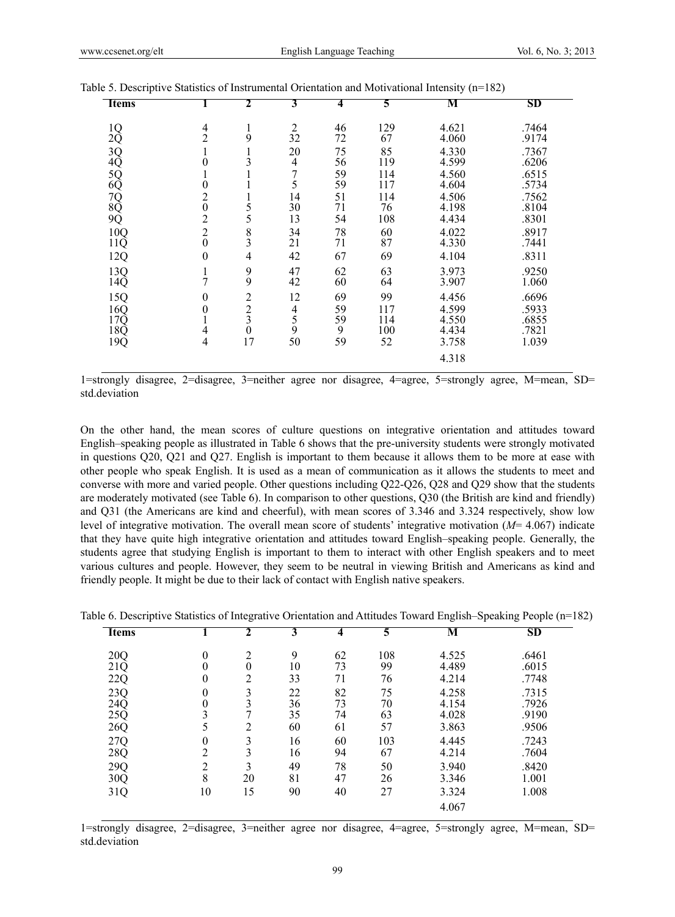Table 5. Descriptive Statistics of Instrumental Orientation and Motivational Intensity (n=182)

| Items | 1 | 2 | 3 | 4 | 5 | M | SD |
|---|---|---|---|---|---|---|---|
| 1Q | 4 | 1 | 2 | 46 | 129 | 4.621 | .7464 |
| 2Q | 2 | 9 | 32 | 72 | 67 | 4.060 | .9174 |
| 3Q | 1 | 1 | 20 | 75 | 85 | 4.330 | .7367 |
| 4Q | 0 | 3 | 4 | 56 | 119 | 4.599 | .6206 |
| 5Q | 1 | 1 | 7 | 59 | 114 | 4.560 | .6515 |
| 6Q | 0 | 1 | 5 | 59 | 117 | 4.604 | .5734 |
| 7Q | 2 | 1 | 14 | 51 | 114 | 4.506 | .7562 |
| 8Q | 0 | 5 | 30 | 71 | 76 | 4.198 | .8104 |
| 9Q | 2 | 5 | 13 | 54 | 108 | 4.434 | .8301 |
| 10Q | 2 | 8 | 34 | 78 | 60 | 4.022 | .8917 |
| 11Q | 0 | 3 | 21 | 71 | 87 | 4.330 | .7441 |
| 12Q | 0 | 4 | 42 | 67 | 69 | 4.104 | .8311 |
| 13Q | 1 | 9 | 47 | 62 | 63 | 3.973 | .9250 |
| 14Q | 7 | 9 | 42 | 60 | 64 | 3.907 | 1.060 |
| 15Q | 0 | 2 | 12 | 69 | 99 | 4.456 | .6696 |
| 16Q | 0 | 2 | 4 | 59 | 117 | 4.599 | .5933 |
| 17Q | 1 | 3 | 5 | 59 | 114 | 4.550 | .6855 |
| 18Q | 4 | 0 | 9 | 9 | 100 | 4.434 | .7821 |
| 19Q | 4 | 17 | 50 | 59 | 52 | 3.758 | 1.039 |
| | | | | | | 4.318 | |

1=strongly disagree, 2=disagree, 3=neither agree nor disagree, 4=agree, 5=strongly agree, M=mean, SD= std.deviation

On the other hand, the mean scores of culture questions on integrative orientation and attitudes toward English–speaking people as illustrated in Table 6 shows that the pre-university students were strongly motivated in questions Q20, Q21 and Q27. English is important to them because it allows them to be more at ease with other people who speak English. It is used as a mean of communication as it allows the students to meet and converse with more and varied people. Other questions including Q22-Q26, Q28 and Q29 show that the students are moderately motivated (see Table 6). In comparison to other questions, Q30 (the British are kind and friendly) and Q31 (the Americans are kind and cheerful), with mean scores of 3.346 and 3.324 respectively, show low level of integrative motivation. The overall mean score of students' integrative motivation (*M*= 4.067) indicate that they have quite high integrative orientation and attitudes toward English–speaking people. Generally, the students agree that studying English is important to them to interact with other English speakers and to meet various cultures and people. However, they seem to be neutral in viewing British and Americans as kind and friendly people. It might be due to their lack of contact with English native speakers.

Table 6. Descriptive Statistics of Integrative Orientation and Attitudes Toward English–Speaking People (n=182)

| Items | 1 | 2 | 3 | 4 | 5 | M | SD |
|---|---|---|---|---|---|---|---|
| 20Q | 0 | 2 | 9 | 62 | 108 | 4.525 | .6461 |
| 21Q | 0 | 0 | 10 | 73 | 99 | 4.489 | .6015 |
| 22Q | 0 | 2 | 33 | 71 | 76 | 4.214 | .7748 |
| 23Q | 0 | 3 | 22 | 82 | 75 | 4.258 | .7315 |
| 24Q | 0 | 3 | 36 | 73 | 70 | 4.154 | .7926 |
| 25Q | 3 | 7 | 35 | 74 | 63 | 4.028 | .9190 |
| 26Q | 5 | 2 | 60 | 61 | 57 | 3.863 | .9506 |
| 27Q | 0 | 3 | 16 | 60 | 103 | 4.445 | .7243 |
| 28Q | 2 | 3 | 16 | 94 | 67 | 4.214 | .7604 |
| 29Q | 2 | 3 | 49 | 78 | 50 | 3.940 | .8420 |
| 30Q | 8 | 20 | 81 | 47 | 26 | 3.346 | 1.001 |
| 31Q | 10 | 15 | 90 | 40 | 27 | 3.324 | 1.008 |
| | | | | | | 4.067 | |

1=strongly disagree, 2=disagree, 3=neither agree nor disagree, 4=agree, 5=strongly agree, M=mean, SD= std.deviation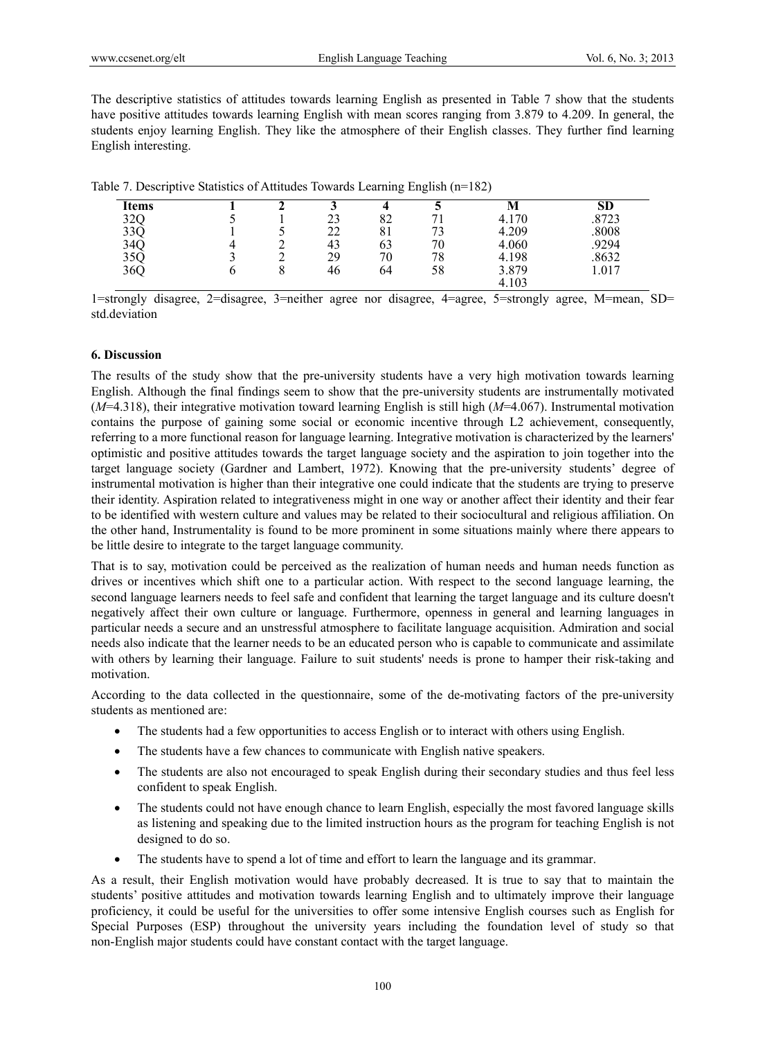The descriptive statistics of attitudes towards learning English as presented in Table 7 show that the students have positive attitudes towards learning English with mean scores ranging from 3.879 to 4.209. In general, the students enjoy learning English. They like the atmosphere of their English classes. They further find learning English interesting.

Table 7. Descriptive Statistics of Attitudes Towards Learning English (n=182)

| Items | 1 | 2 | 3 | 4 | 5 | M | SD |
|---|---|---|---|---|---|---|---|
| 32Q | 5 | 1 | 23 | 82 | 71 | 4.170 | .8723 |
| 33Q | 1 | 5 | 22 | 81 | 73 | 4.209 | .8008 |
| 34Q | 4 | 2 | 43 | 63 | 70 | 4.060 | .9294 |
| 35Q | 3 | 2 | 29 | 70 | 78 | 4.198 | .8632 |
| 36Q | 6 | 8 | 46 | 64 | 58 | 3.879 | 1.017 |
| | | | | | | 4.103 | |

1=strongly disagree, 2=disagree, 3=neither agree nor disagree, 4=agree, 5=strongly agree, M=mean, SD= std.deviation

## 6. Discussion

The results of the study show that the pre-university students have a very high motivation towards learning English. Although the final findings seem to show that the pre-university students are instrumentally motivated (*M*=4.318), their integrative motivation toward learning English is still high (*M*=4.067). Instrumental motivation contains the purpose of gaining some social or economic incentive through L2 achievement, consequently, referring to a more functional reason for language learning. Integrative motivation is characterized by the learners' optimistic and positive attitudes towards the target language society and the aspiration to join together into the target language society (Gardner and Lambert, 1972). Knowing that the pre-university students' degree of instrumental motivation is higher than their integrative one could indicate that the students are trying to preserve their identity. Aspiration related to integrativeness might in one way or another affect their identity and their fear to be identified with western culture and values may be related to their sociocultural and religious affiliation. On the other hand, Instrumentality is found to be more prominent in some situations mainly where there appears to be little desire to integrate to the target language community.

That is to say, motivation could be perceived as the realization of human needs and human needs function as drives or incentives which shift one to a particular action. With respect to the second language learning, the second language learners needs to feel safe and confident that learning the target language and its culture doesn't negatively affect their own culture or language. Furthermore, openness in general and learning languages in particular needs a secure and an unstressful atmosphere to facilitate language acquisition. Admiration and social needs also indicate that the learner needs to be an educated person who is capable to communicate and assimilate with others by learning their language. Failure to suit students' needs is prone to hamper their risk-taking and motivation.

According to the data collected in the questionnaire, some of the de-motivating factors of the pre-university students as mentioned are:

- The students had a few opportunities to access English or to interact with others using English.
- The students have a few chances to communicate with English native speakers.
- The students are also not encouraged to speak English during their secondary studies and thus feel less confident to speak English.
- The students could not have enough chance to learn English, especially the most favored language skills as listening and speaking due to the limited instruction hours as the program for teaching English is not designed to do so.
- The students have to spend a lot of time and effort to learn the language and its grammar.

As a result, their English motivation would have probably decreased. It is true to say that to maintain the students' positive attitudes and motivation towards learning English and to ultimately improve their language proficiency, it could be useful for the universities to offer some intensive English courses such as English for Special Purposes (ESP) throughout the university years including the foundation level of study so that non-English major students could have constant contact with the target language.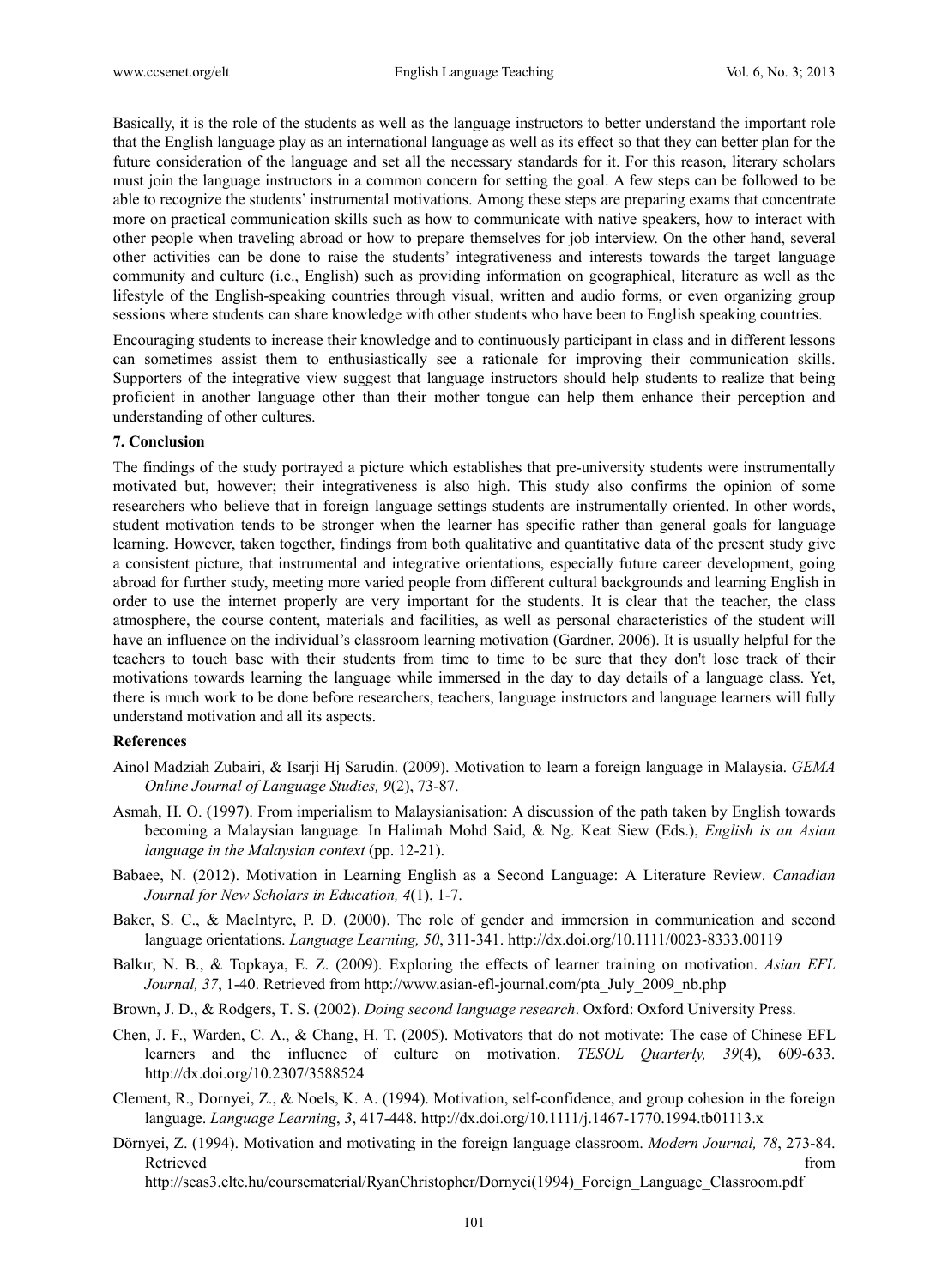Basically, it is the role of the students as well as the language instructors to better understand the important role that the English language play as an international language as well as its effect so that they can better plan for the future consideration of the language and set all the necessary standards for it. For this reason, literary scholars must join the language instructors in a common concern for setting the goal. A few steps can be followed to be able to recognize the students' instrumental motivations. Among these steps are preparing exams that concentrate more on practical communication skills such as how to communicate with native speakers, how to interact with other people when traveling abroad or how to prepare themselves for job interview. On the other hand, several other activities can be done to raise the students' integrativeness and interests towards the target language community and culture (i.e., English) such as providing information on geographical, literature as well as the lifestyle of the English-speaking countries through visual, written and audio forms, or even organizing group sessions where students can share knowledge with other students who have been to English speaking countries.

Encouraging students to increase their knowledge and to continuously participant in class and in different lessons can sometimes assist them to enthusiastically see a rationale for improving their communication skills. Supporters of the integrative view suggest that language instructors should help students to realize that being proficient in another language other than their mother tongue can help them enhance their perception and understanding of other cultures.

## 7. Conclusion

The findings of the study portrayed a picture which establishes that pre-university students were instrumentally motivated but, however; their integrativeness is also high. This study also confirms the opinion of some researchers who believe that in foreign language settings students are instrumentally oriented. In other words, student motivation tends to be stronger when the learner has specific rather than general goals for language learning. However, taken together, findings from both qualitative and quantitative data of the present study give a consistent picture, that instrumental and integrative orientations, especially future career development, going abroad for further study, meeting more varied people from different cultural backgrounds and learning English in order to use the internet properly are very important for the students. It is clear that the teacher, the class atmosphere, the course content, materials and facilities, as well as personal characteristics of the student will have an influence on the individual's classroom learning motivation (Gardner, 2006). It is usually helpful for the teachers to touch base with their students from time to time to be sure that they don't lose track of their motivations towards learning the language while immersed in the day to day details of a language class. Yet, there is much work to be done before researchers, teachers, language instructors and language learners will fully understand motivation and all its aspects.

## References

Ainol Madziah Zubairi, & Isarji Hj Sarudin. (2009). Motivation to learn a foreign language in Malaysia. *GEMA Online Journal of Language Studies, 9*(2), 73-87.

Asmah, H. O. (1997). From imperialism to Malaysianisation: A discussion of the path taken by English towards becoming a Malaysian language*.* In Halimah Mohd Said, & Ng. Keat Siew (Eds.), *English is an Asian language in the Malaysian context* (pp. 12-21).

Babaee, N. (2012). Motivation in Learning English as a Second Language: A Literature Review. *Canadian Journal for New Scholars in Education, 4*(1), 1-7.

Baker, S. C., & MacIntyre, P. D. (2000). The role of gender and immersion in communication and second language orientations. *Language Learning, 50*, 311-341. http://dx.doi.org/10.1111/0023-8333.00119

Balkır, N. B., & Topkaya, E. Z. (2009). Exploring the effects of learner training on motivation. *Asian EFL Journal, 37*, 1-40. Retrieved from http://www.asian-efl-journal.com/pta_July_2009_nb.php

Brown, J. D., & Rodgers, T. S. (2002). *Doing second language research*. Oxford: Oxford University Press.

Chen, J. F., Warden, C. A., & Chang, H. T. (2005). Motivators that do not motivate: The case of Chinese EFL learners and the influence of culture on motivation. *TESOL Quarterly, 39*(4), 609-633. http://dx.doi.org/10.2307/3588524

Clement, R., Dornyei, Z., & Noels, K. A. (1994). Motivation, self-confidence, and group cohesion in the foreign language. *Language Learning*, *3*, 417-448. http://dx.doi.org/10.1111/j.1467-1770.1994.tb01113.x

Dörnyei, Z. (1994). Motivation and motivating in the foreign language classroom. *Modern Journal, 78*, 273-84. Retrieved from http://seas3.elte.hu/coursematerial/RyanChristopher/Dornyei(1994)_Foreign_Language_Classroom.pdf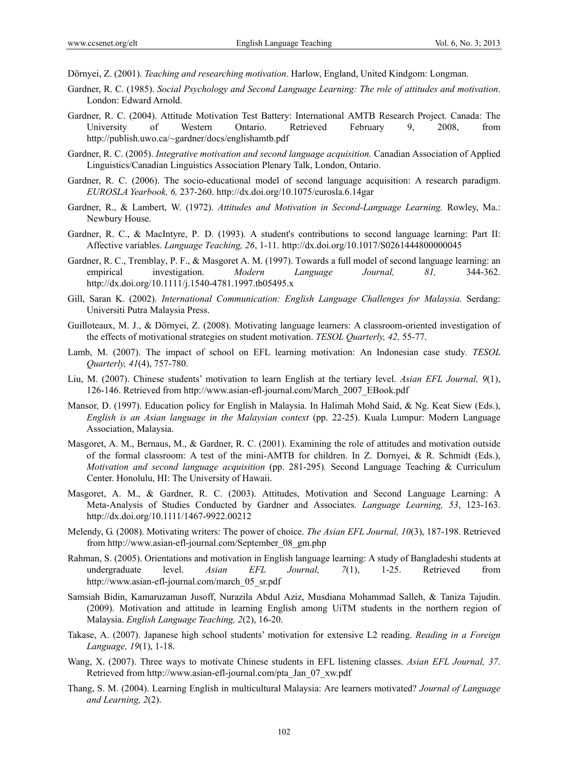Dörnyei, Z. (2001). *Teaching and researching motivation*. Harlow, England, United Kindgom: Longman.

Gardner, R. C. (1985). *Social Psychology and Second Language Learning: The role of attitudes and motivation*. London: Edward Arnold.

Gardner, R. C. (2004). Attitude Motivation Test Battery: International AMTB Research Project. Canada: The University of Western Ontario. Retrieved February 9, 2008, from http://publish.uwo.ca/~gardner/docs/englishamtb.pdf

Gardner, R. C. (2005). *Integrative motivation and second language acquisition.* Canadian Association of Applied Linguistics/Canadian Linguistics Association Plenary Talk, London, Ontario.

Gardner, R. C. (2006). The socio-educational model of second language acquisition: A research paradigm. *EUROSLA Yearbook, 6,* 237-260. http://dx.doi.org/10.1075/eurosla.6.14gar

Gardner, R., & Lambert, W. (1972). *Attitudes and Motivation in Second-Language Learning.* Rowley, Ma.: Newbury House.

Gardner, R. C., & MacIntyre, P. D. (1993). A student's contributions to second language learning: Part II: Affective variables. *Language Teaching, 26*, 1-11. http://dx.doi.org/10.1017/S0261444800000045

Gardner, R. C., Tremblay, P. F., & Masgoret A. M. (1997). Towards a full model of second language learning: an empirical investigation. *Modern Language Journal, 81,* 344-362. http://dx.doi.org/10.1111/j.1540-4781.1997.tb05495.x

Gill, Saran K. (2002). *International Communication: English Language Challenges for Malaysia.* Serdang: Universiti Putra Malaysia Press.

Guilloteaux, M. J., & Dörnyei, Z. (2008). Motivating language learners: A classroom-oriented investigation of the effects of motivational strategies on student motivation. *TESOL Quarterly, 42,* 55-77.

Lamb, M. (2007). The impact of school on EFL learning motivation: An Indonesian case study*. TESOL Quarterly, 41*(4), 757-780.

Liu, M. (2007). Chinese students' motivation to learn English at the tertiary level. *Asian EFL Journal, 9*(1), 126-146. Retrieved from http://www.asian-efl-journal.com/March_2007_EBook.pdf

Mansor, D. (1997). Education policy for English in Malaysia. In Halimah Mohd Said, & Ng. Keat Siew (Eds.), *English is an Asian language in the Malaysian context* (pp. 22-25). Kuala Lumpur: Modern Language Association, Malaysia.

Masgoret, A. M., Bernaus, M., & Gardner, R. C. (2001). Examining the role of attitudes and motivation outside of the formal classroom: A test of the mini-AMTB for children. In Z. Dornyei, & R. Schmidt (Eds.), *Motivation and second language acquisition* (pp. 281-295)*.* Second Language Teaching & Curriculum Center. Honolulu, HI: The University of Hawaii.

Masgoret, A. M., & Gardner, R. C. (2003). Attitudes, Motivation and Second Language Learning: A Meta-Analysis of Studies Conducted by Gardner and Associates. *Language Learning, 53*, 123-163. http://dx.doi.org/10.1111/1467-9922.00212

Melendy, G. (2008). Motivating writers: The power of choice. *The Asian EFL Journal, 10*(3), 187-198. Retrieved from http://www.asian-efl-journal.com/September_08_gm.php

Rahman, S. (2005). Orientations and motivation in English language learning: A study of Bangladeshi students at undergraduate level. *Asian EFL Journal, 7*(1), 1-25. Retrieved from http://www.asian-efl-journal.com/march_05_sr.pdf

Samsiah Bidin, Kamaruzaman Jusoff, Nurazila Abdul Aziz, Musdiana Mohammad Salleh, & Taniza Tajudin. (2009). Motivation and attitude in learning English among UiTM students in the northern region of Malaysia. *English Language Teaching, 2*(2), 16-20.

Takase, A. (2007). Japanese high school students' motivation for extensive L2 reading. *Reading in a Foreign Language, 19*(1), 1-18.

Wang, X. (2007). Three ways to motivate Chinese students in EFL listening classes. *Asian EFL Journal, 37*. Retrieved from http://www.asian-efl-journal.com/pta_Jan_07_xw.pdf

Thang, S. M. (2004). Learning English in multicultural Malaysia: Are learners motivated? *Journal of Language and Learning, 2*(2).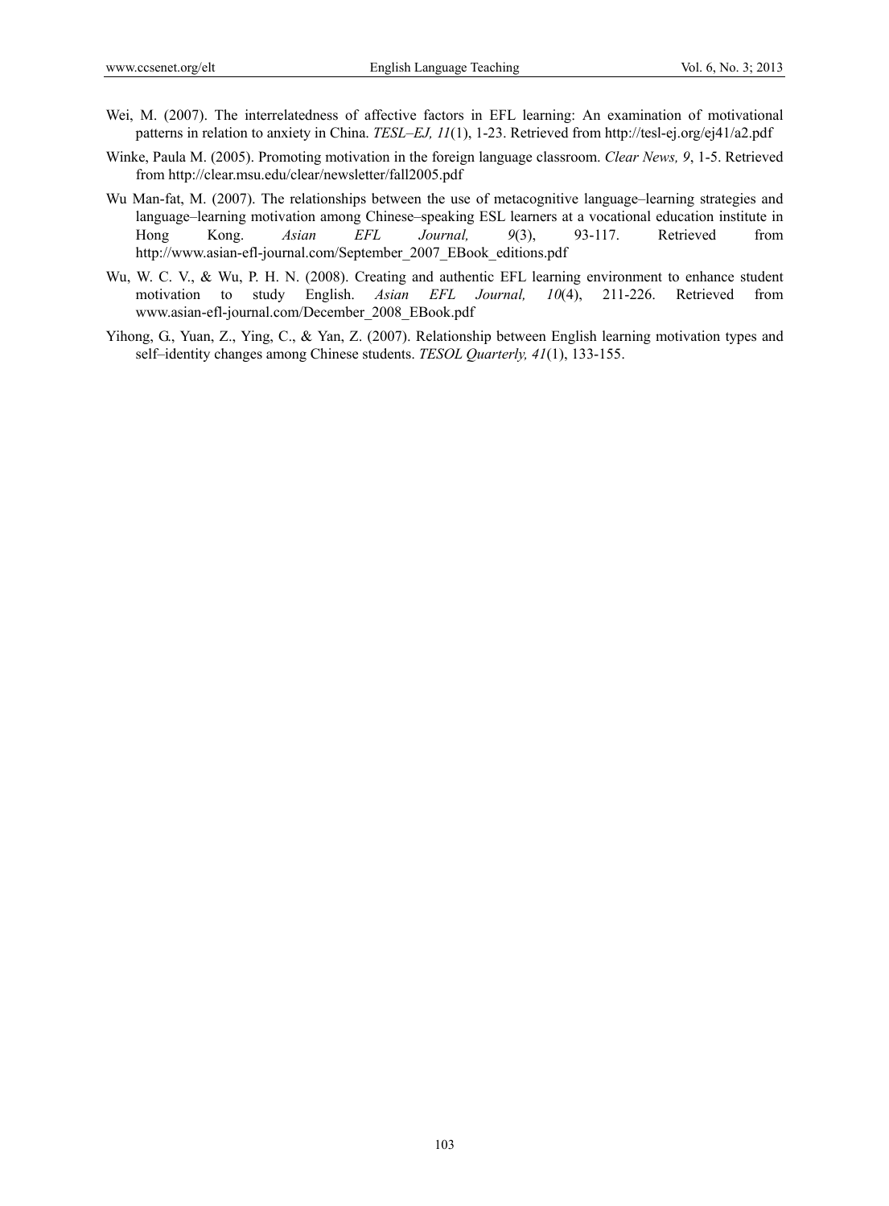Wei, M. (2007). The interrelatedness of affective factors in EFL learning: An examination of motivational patterns in relation to anxiety in China. *TESL–EJ, 11*(1), 1-23. Retrieved from http://tesl-ej.org/ej41/a2.pdf

Winke, Paula M. (2005). Promoting motivation in the foreign language classroom. *Clear News, 9*, 1-5. Retrieved from http://clear.msu.edu/clear/newsletter/fall2005.pdf

Wu Man-fat, M. (2007). The relationships between the use of metacognitive language–learning strategies and language–learning motivation among Chinese–speaking ESL learners at a vocational education institute in Hong Kong. *Asian EFL Journal, 9*(3), 93-117. Retrieved from http://www.asian-efl-journal.com/September_2007_EBook_editions.pdf

Wu, W. C. V., & Wu, P. H. N. (2008). Creating and authentic EFL learning environment to enhance student motivation to study English. *Asian EFL Journal, 10*(4), 211-226. Retrieved from www.asian-efl-journal.com/December_2008_EBook.pdf

Yihong, G., Yuan, Z., Ying, C., & Yan, Z. (2007). Relationship between English learning motivation types and self–identity changes among Chinese students. *TESOL Quarterly, 41*(1), 133-155.